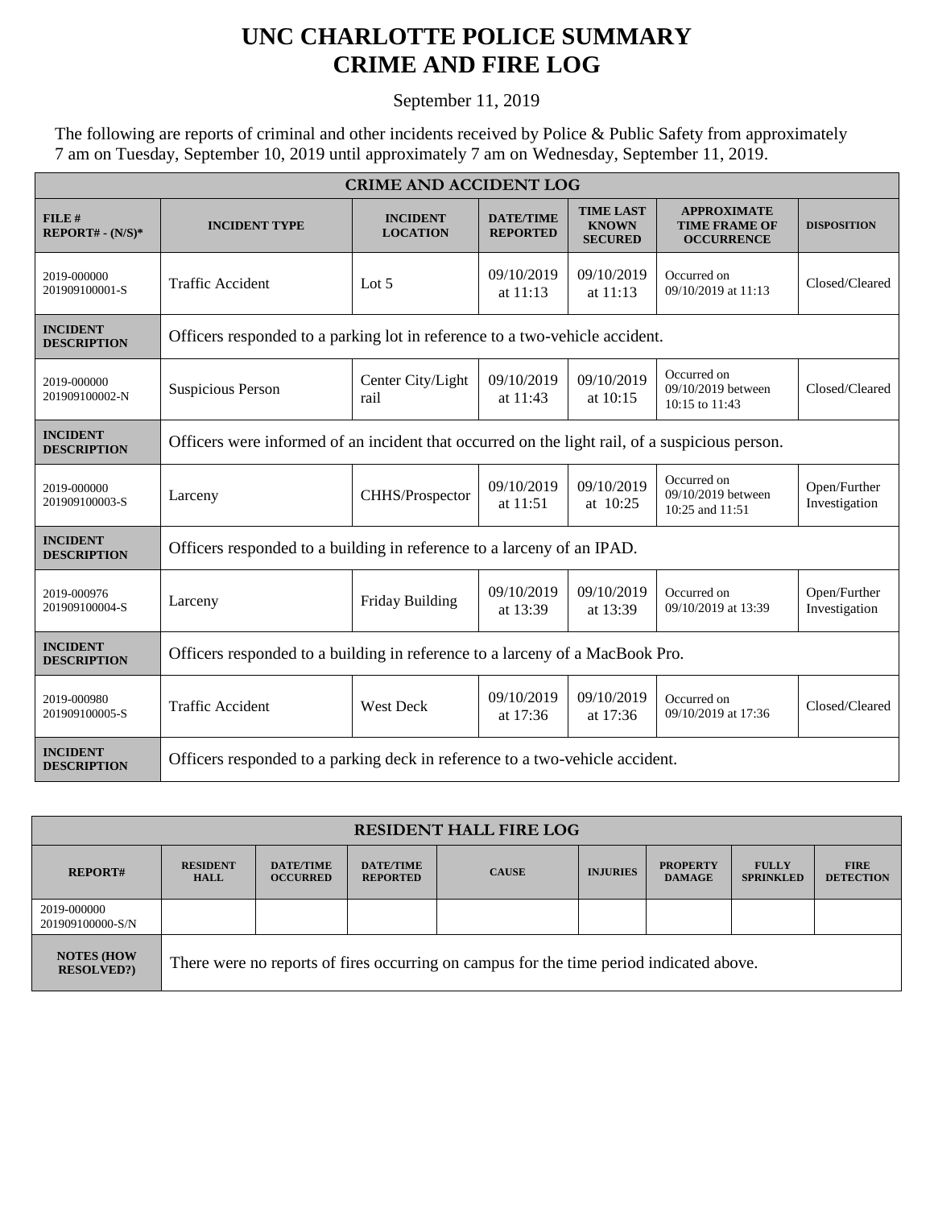# UNC CHARLOTTE POLICE SUMMARY
# CRIME AND FIRE LOG

September 11, 2019

The following are reports of criminal and other incidents received by Police & Public Safety from approximately 7 am on Tuesday, September 10, 2019 until approximately 7 am on Wednesday, September 11, 2019.

| CRIME AND ACCIDENT LOG | | | | | | |
|---|---|---|---|---|---|---|
| **FILE # REPORT# - (N/S)*** | **INCIDENT TYPE** | **INCIDENT LOCATION** | **DATE/TIME REPORTED** | **TIME LAST KNOWN SECURED** | **APPROXIMATE TIME FRAME OF OCCURRENCE** | **DISPOSITION** |
| 2019-000000 201909100001-S | Traffic Accident | Lot 5 | 09/10/2019 at 11:13 | 09/10/2019 at 11:13 | Occurred on 09/10/2019 at 11:13 | Closed/Cleared |
| **INCIDENT DESCRIPTION** | Officers responded to a parking lot in reference to a two-vehicle accident. | | | | | |
| 2019-000000 201909100002-N | Suspicious Person | Center City/Light rail | 09/10/2019 at 11:43 | 09/10/2019 at 10:15 | Occurred on 09/10/2019 between 10:15 to 11:43 | Closed/Cleared |
| **INCIDENT DESCRIPTION** | Officers were informed of an incident that occurred on the light rail, of a suspicious person. | | | | | |
| 2019-000000 201909100003-S | Larceny | CHHS/Prospector | 09/10/2019 at 11:51 | 09/10/2019 at 10:25 | Occurred on 09/10/2019 between 10:25 and 11:51 | Open/Further Investigation |
| **INCIDENT DESCRIPTION** | Officers responded to a building in reference to a larceny of an IPAD. | | | | | |
| 2019-000976 201909100004-S | Larceny | Friday Building | 09/10/2019 at 13:39 | 09/10/2019 at 13:39 | Occurred on 09/10/2019 at 13:39 | Open/Further Investigation |
| **INCIDENT DESCRIPTION** | Officers responded to a building in reference to a larceny of a MacBook Pro. | | | | | |
| 2019-000980 201909100005-S | Traffic Accident | West Deck | 09/10/2019 at 17:36 | 09/10/2019 at 17:36 | Occurred on 09/10/2019 at 17:36 | Closed/Cleared |
| **INCIDENT DESCRIPTION** | Officers responded to a parking deck in reference to a two-vehicle accident. | | | | | |

| RESIDENT HALL FIRE LOG | | | | | | | | |
|---|---|---|---|---|---|---|---|---|
| **REPORT#** | **RESIDENT HALL** | **DATE/TIME OCCURRED** | **DATE/TIME REPORTED** | **CAUSE** | **INJURIES** | **PROPERTY DAMAGE** | **FULLY SPRINKLED** | **FIRE DETECTION** |
| 2019-000000 201909100000-S/N | | | | | | | | |
| **NOTES (HOW RESOLVED?)** | There were no reports of fires occurring on campus for the time period indicated above. | | | | | | | |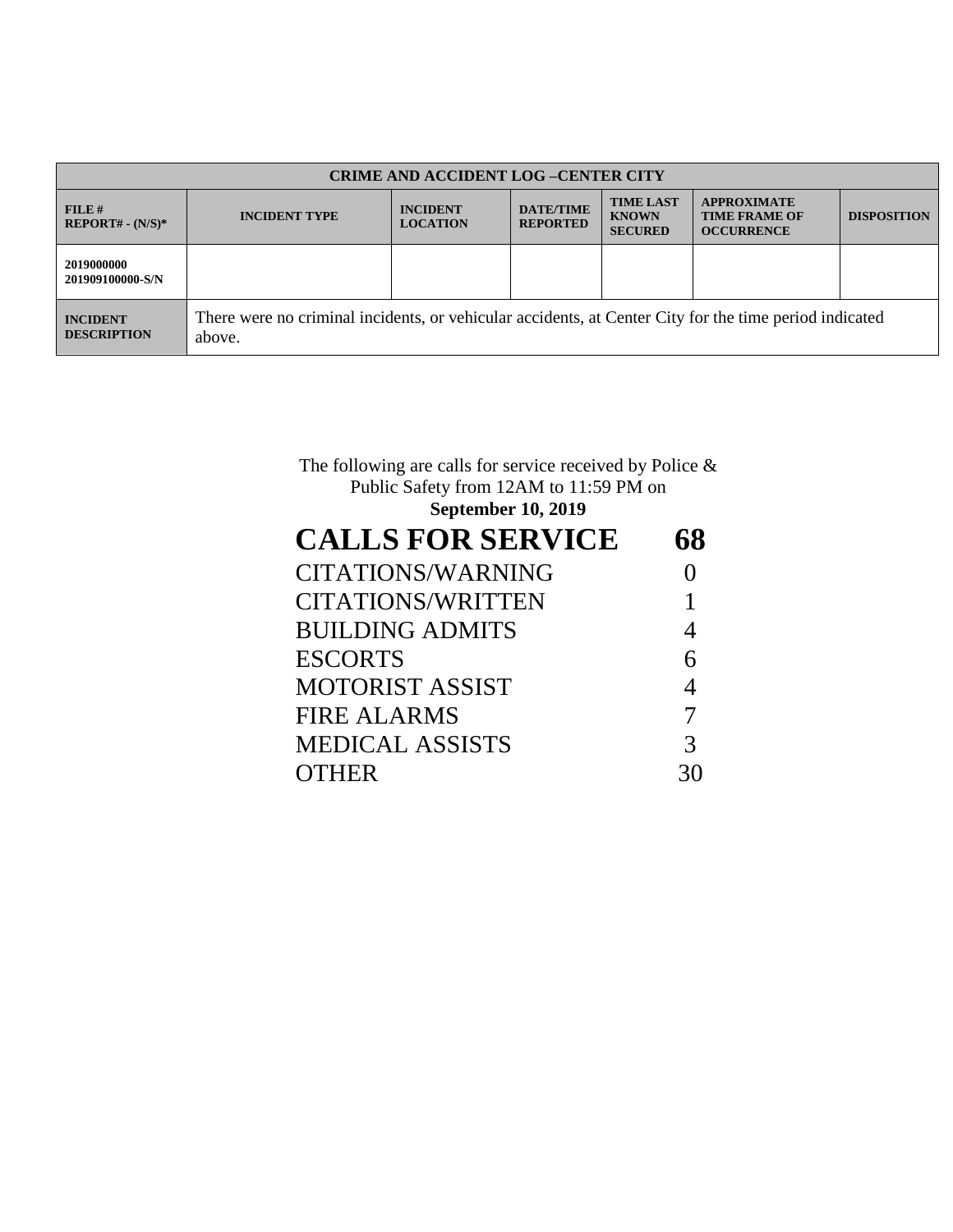| CRIME AND ACCIDENT LOG –CENTER CITY | | | | | | |
|---|---|---|---|---|---|---|
| **FILE # REPORT# - (N/S)*** | **INCIDENT TYPE** | **INCIDENT LOCATION** | **DATE/TIME REPORTED** | **TIME LAST KNOWN SECURED** | **APPROXIMATE TIME FRAME OF OCCURRENCE** | **DISPOSITION** |
| **2019000000 201909100000-S/N** | | | | | | |
| **INCIDENT DESCRIPTION** | There were no criminal incidents, or vehicular accidents, at Center City for the time period indicated above. | | | | | |

The following are calls for service received by Police & Public Safety from 12AM to 11:59 PM on
**September 10, 2019**

| | |
|---|---|
| **CALLS FOR SERVICE** | **68** |
| CITATIONS/WARNING | 0 |
| CITATIONS/WRITTEN | 1 |
| BUILDING ADMITS | 4 |
| ESCORTS | 6 |
| MOTORIST ASSIST | 4 |
| FIRE ALARMS | 7 |
| MEDICAL ASSISTS | 3 |
| OTHER | 30 |